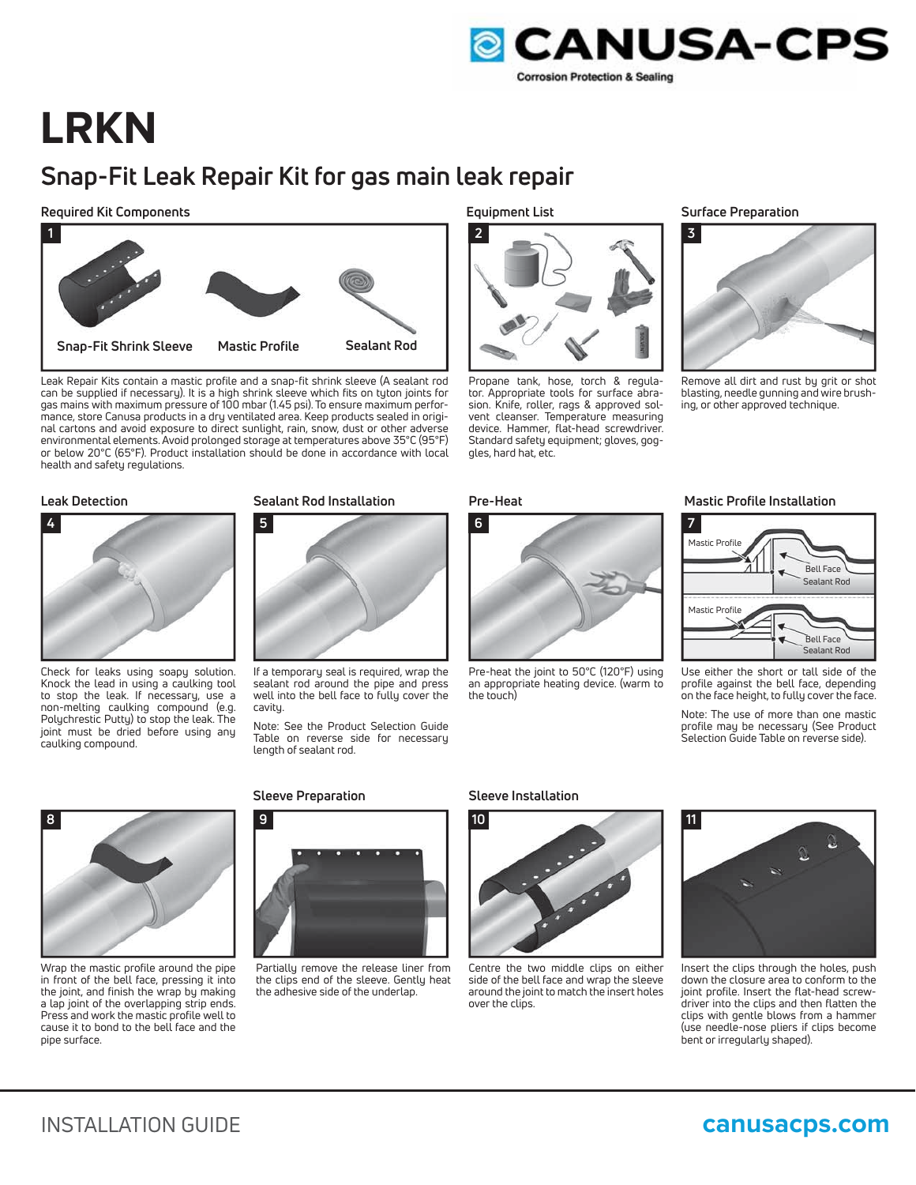# LRKN

## Snap-Fit Leak Repair Kit for gas main leak repair

### Required Kit Components

1

Snap-Fit Shrink Sleeve

Mastic Profile

Sealant Rod

Leak Repair Kits contain a mastic profile and a snap-fit shrink sleeve (A sealant rod can be supplied if necessary). It is a high shrink sleeve which fits on tyton joints for gas mains with maximum pressure of 100 mbar (1.45 psi). To ensure maximum performance, store Canusa products in a dry ventilated area. Keep products sealed in original cartons and avoid exposure to direct sunlight, rain, snow, dust or other adverse environmental elements. Avoid prolonged storage at temperatures above 35°C (95°F) or below 20°C (65°F). Product installation should be done in accordance with local health and safety regulations.

### Equipment List

2

Propane tank, hose, torch & regulator. Appropriate tools for surface abrasion. Knife, roller, rags & approved solvent cleanser. Temperature measuring device. Hammer, flat-head screwdriver. Standard safety equipment; gloves, goggles, hard hat, etc.

### Surface Preparation

3

Remove all dirt and rust by grit or shot blasting, needle gunning and wire brushing, or other approved technique.

### Leak Detection

4

Check for leaks using soapy solution. Knock the lead in using a caulking tool to stop the leak. If necessary, use a non-melting caulking compound (e.g. Polychrestic Putty) to stop the leak. The joint must be dried before using any caulking compound.

### Sealant Rod Installation

5

If a temporary seal is required, wrap the sealant rod around the pipe and press well into the bell face to fully cover the cavity.

Note: See the Product Selection Guide Table on reverse side for necessary length of sealant rod.

### Pre-Heat

6

Pre-heat the joint to 50°C (120°F) using an appropriate heating device. (warm to the touch)

### Mastic Profile Installation

7

Mastic Profile, Bell Face, Sealant Rod

Mastic Profile, Bell Face, Sealant Rod

Use either the short or tall side of the profile against the bell face, depending on the face height, to fully cover the face.

Note: The use of more than one mastic profile may be necessary (See Product Selection Guide Table on reverse side).

8

Wrap the mastic profile around the pipe in front of the bell face, pressing it into the joint, and finish the wrap by making a lap joint of the overlapping strip ends. Press and work the mastic profile well to cause it to bond to the bell face and the pipe surface.

### Sleeve Preparation

9

Partially remove the release liner from the clips end of the sleeve. Gently heat the adhesive side of the underlap.

### Sleeve Installation

10

Centre the two middle clips on either side of the bell face and wrap the sleeve around the joint to match the insert holes over the clips.

11

Insert the clips through the holes, push down the closure area to conform to the joint profile. Insert the flat-head screwdriver into the clips and then flatten the clips with gentle blows from a hammer (use needle-nose pliers if clips become bent or irregularly shaped).

INSTALLATION GUIDE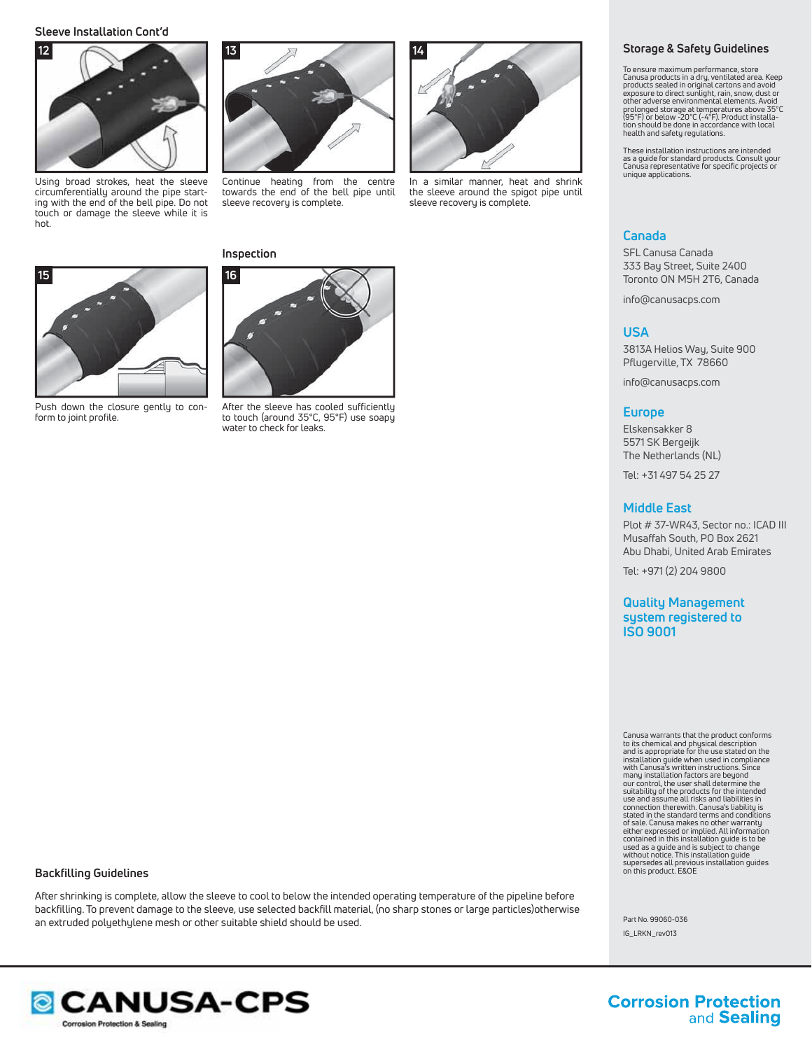## Sleeve Installation Cont'd

12

Using broad strokes, heat the sleeve circumferentially around the pipe starting with the end of the bell pipe. Do not touch or damage the sleeve while it is hot.

13

Continue heating from the centre towards the end of the bell pipe until sleeve recovery is complete.

14

In a similar manner, heat and shrink the sleeve around the spigot pipe until sleeve recovery is complete.

15

Push down the closure gently to conform to joint profile.

## Inspection

16

After the sleeve has cooled sufficiently to touch (around 35°C, 95°F) use soapy water to check for leaks.

## Backfilling Guidelines

After shrinking is complete, allow the sleeve to cool to below the intended operating temperature of the pipeline before backfilling. To prevent damage to the sleeve, use selected backfill material, (no sharp stones or large particles)otherwise an extruded polyethylene mesh or other suitable shield should be used.

## Storage & Safety Guidelines

To ensure maximum performance, store Canusa products in a dry, ventilated area. Keep products sealed in original cartons and avoid exposure to direct sunlight, rain, snow, dust or other adverse environmental elements. Avoid prolonged storage at temperatures above 35°C (95°F) or below -20°C (-4°F). Product installation should be done in accordance with local health and safety regulations.

These installation instructions are intended as a guide for standard products. Consult your Canusa representative for specific projects or unique applications.

### Canada

SFL Canusa Canada
333 Bay Street, Suite 2400
Toronto ON M5H 2T6, Canada

info@canusacps.com

### USA

3813A Helios Way, Suite 900
Pflugerville, TX 78660

info@canusacps.com

### Europe

Elskensakker 8
5571 SK Bergeijk
The Netherlands (NL)

Tel: +31 497 54 25 27

### Middle East

Plot # 37-WR43, Sector no.: ICAD III
Musaffah South, PO Box 2621
Abu Dhabi, United Arab Emirates

Tel: +971 (2) 204 9800

### Quality Management system registered to ISO 9001

Canusa warrants that the product conforms to its chemical and physical description and is appropriate for the use stated on the installation guide when used in compliance with Canusa's written instructions. Since many installation factors are beyond our control, the user shall determine the suitability of the products for the intended use and assume all risks and liabilities in connection therewith. Canusa's liability is stated in the standard terms and conditions of sale. Canusa makes no other warranty either expressed or implied. All information contained in this installation guide is to be used as a guide and is subject to change without notice. This installation guide supersedes all previous installation guides on this product. E&OE

Part No. 99060-036

IG_LRKN_rev013

CANUSA-CPS
Corrosion Protection & Sealing

Corrosion Protection and **Sealing**